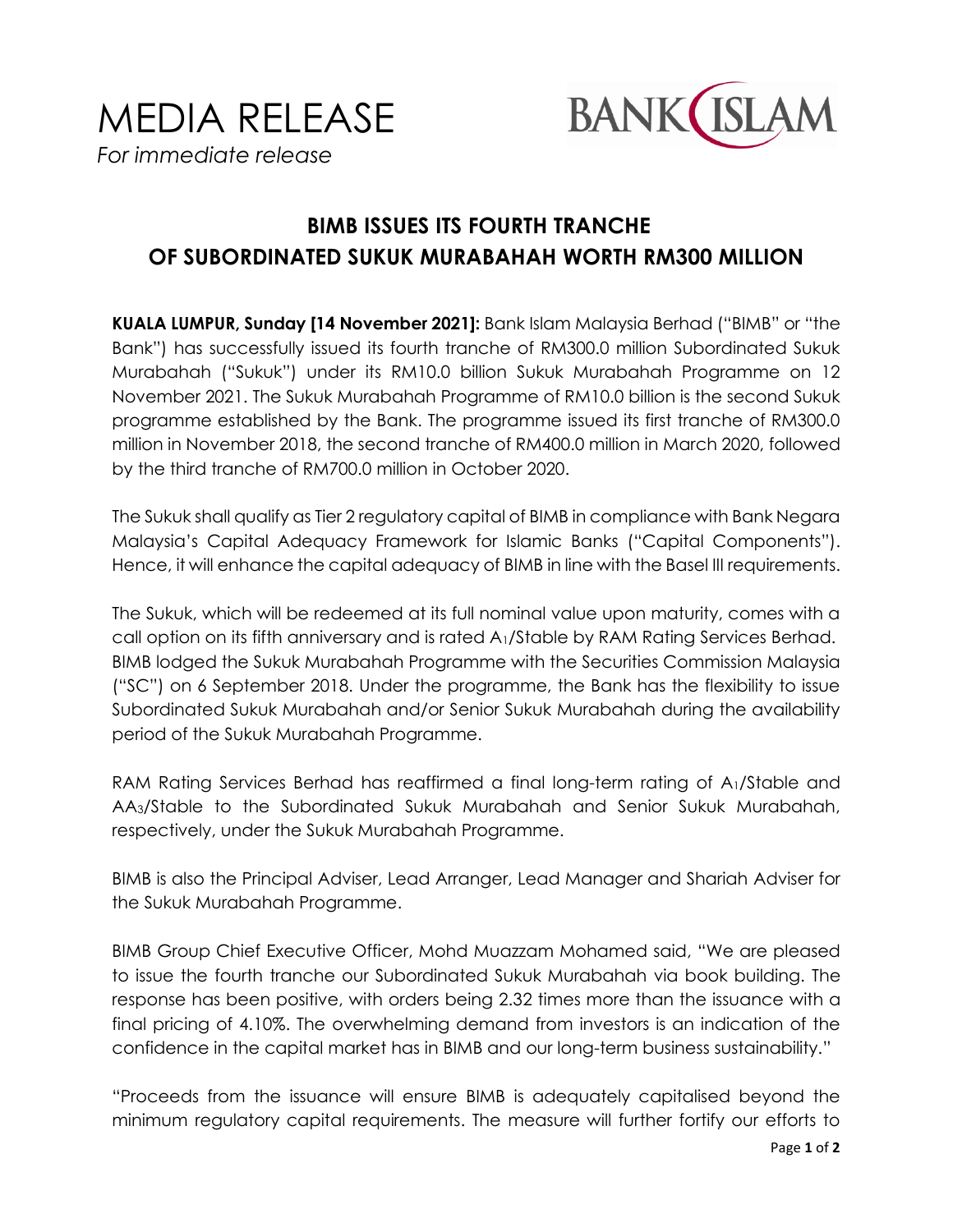# MEDIA RELEASE

*For immediate release*

## BIMB ISSUES ITS FOURTH TRANCHE OF SUBORDINATED SUKUK MURABAHAH WORTH RM300 MILLION

**KUALA LUMPUR, Sunday [14 November 2021]:** Bank Islam Malaysia Berhad ("BIMB" or "the Bank") has successfully issued its fourth tranche of RM300.0 million Subordinated Sukuk Murabahah ("Sukuk") under its RM10.0 billion Sukuk Murabahah Programme on 12 November 2021. The Sukuk Murabahah Programme of RM10.0 billion is the second Sukuk programme established by the Bank. The programme issued its first tranche of RM300.0 million in November 2018, the second tranche of RM400.0 million in March 2020, followed by the third tranche of RM700.0 million in October 2020.

The Sukuk shall qualify as Tier 2 regulatory capital of BIMB in compliance with Bank Negara Malaysia's Capital Adequacy Framework for Islamic Banks ("Capital Components"). Hence, it will enhance the capital adequacy of BIMB in line with the Basel III requirements.

The Sukuk, which will be redeemed at its full nominal value upon maturity, comes with a call option on its fifth anniversary and is rated $A_1$/Stable by RAM Rating Services Berhad. BIMB lodged the Sukuk Murabahah Programme with the Securities Commission Malaysia ("SC") on 6 September 2018. Under the programme, the Bank has the flexibility to issue Subordinated Sukuk Murabahah and/or Senior Sukuk Murabahah during the availability period of the Sukuk Murabahah Programme.

RAM Rating Services Berhad has reaffirmed a final long-term rating of $A_1$/Stable and $AA_3$/Stable to the Subordinated Sukuk Murabahah and Senior Sukuk Murabahah, respectively, under the Sukuk Murabahah Programme.

BIMB is also the Principal Adviser, Lead Arranger, Lead Manager and Shariah Adviser for the Sukuk Murabahah Programme.

BIMB Group Chief Executive Officer, Mohd Muazzam Mohamed said, "We are pleased to issue the fourth tranche our Subordinated Sukuk Murabahah via book building. The response has been positive, with orders being 2.32 times more than the issuance with a final pricing of 4.10%. The overwhelming demand from investors is an indication of the confidence in the capital market has in BIMB and our long-term business sustainability."

"Proceeds from the issuance will ensure BIMB is adequately capitalised beyond the minimum regulatory capital requirements. The measure will further fortify our efforts to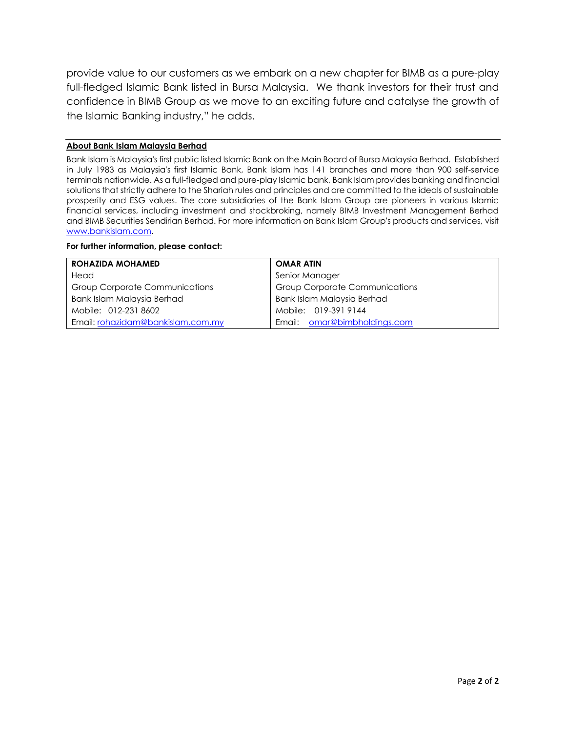provide value to our customers as we embark on a new chapter for BIMB as a pure-play full-fledged Islamic Bank listed in Bursa Malaysia. We thank investors for their trust and confidence in BIMB Group as we move to an exciting future and catalyse the growth of the Islamic Banking industry," he adds.

---

**About Bank Islam Malaysia Berhad**

Bank Islam is Malaysia's first public listed Islamic Bank on the Main Board of Bursa Malaysia Berhad. Established in July 1983 as Malaysia's first Islamic Bank, Bank Islam has 141 branches and more than 900 self-service terminals nationwide. As a full-fledged and pure-play Islamic bank, Bank Islam provides banking and financial solutions that strictly adhere to the Shariah rules and principles and are committed to the ideals of sustainable prosperity and ESG values. The core subsidiaries of the Bank Islam Group are pioneers in various Islamic financial services, including investment and stockbroking, namely BIMB Investment Management Berhad and BIMB Securities Sendirian Berhad. For more information on Bank Islam Group's products and services, visit www.bankislam.com.

**For further information, please contact:**

| | |
|---|---|
| **ROHAZIDA MOHAMED** | **OMAR ATIN** |
| Head | Senior Manager |
| Group Corporate Communications | Group Corporate Communications |
| Bank Islam Malaysia Berhad | Bank Islam Malaysia Berhad |
| Mobile: 012-231 8602 | Mobile: 019-391 9144 |
| Email: rohazidam@bankislam.com.my | Email: omar@bimbholdings.com |